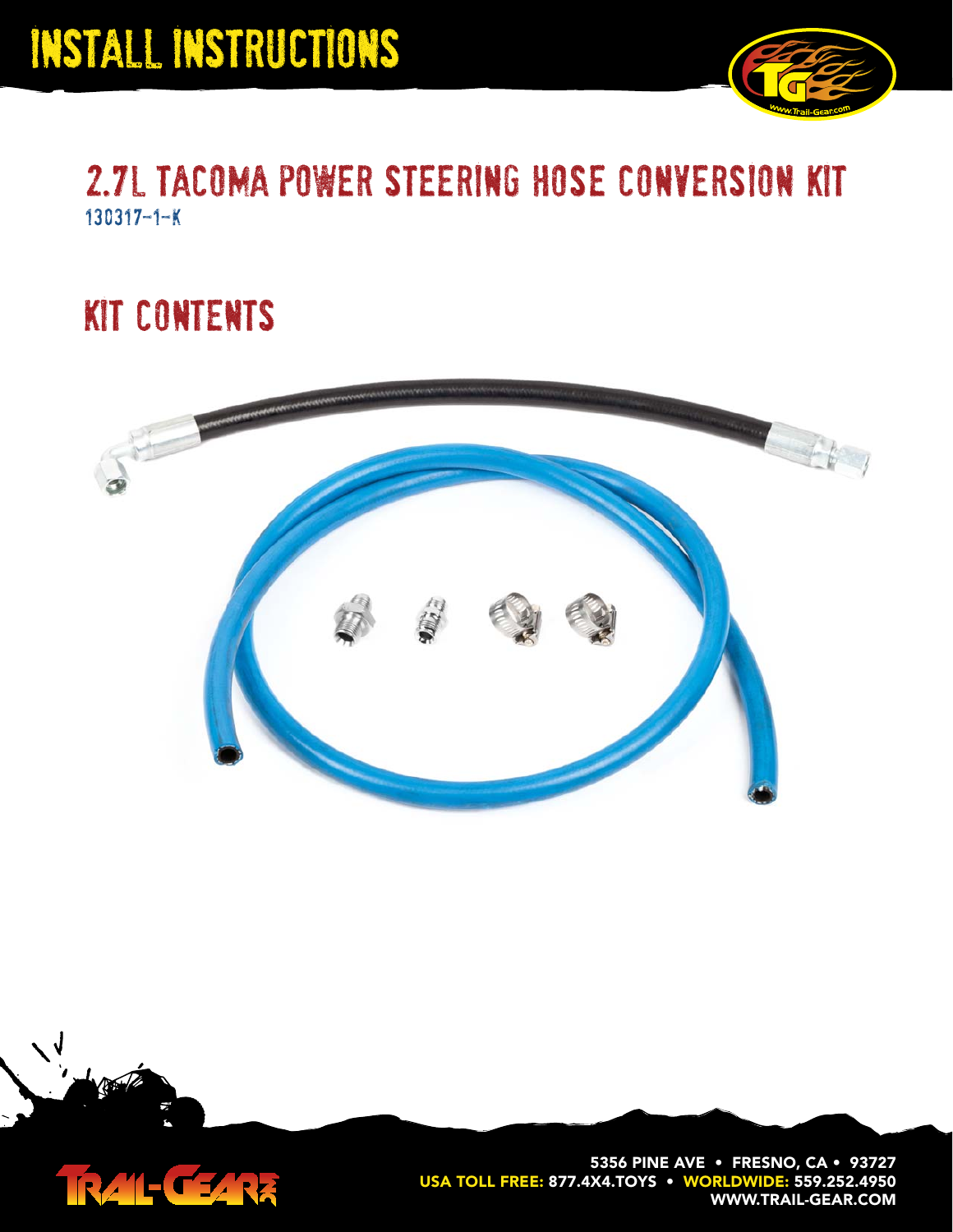# INSTALL INSTRUCTIONS

## 2.7L TACOMA POWER STEERING HOSE CONVERSION KIT

130317-1-K

## KIT CONTENTS

5356 PINE AVE • FRESNO, CA • 93727
USA TOLL FREE: 877.4X4.TOYS • WORLDWIDE: 559.252.4950
WWW.TRAIL-GEAR.COM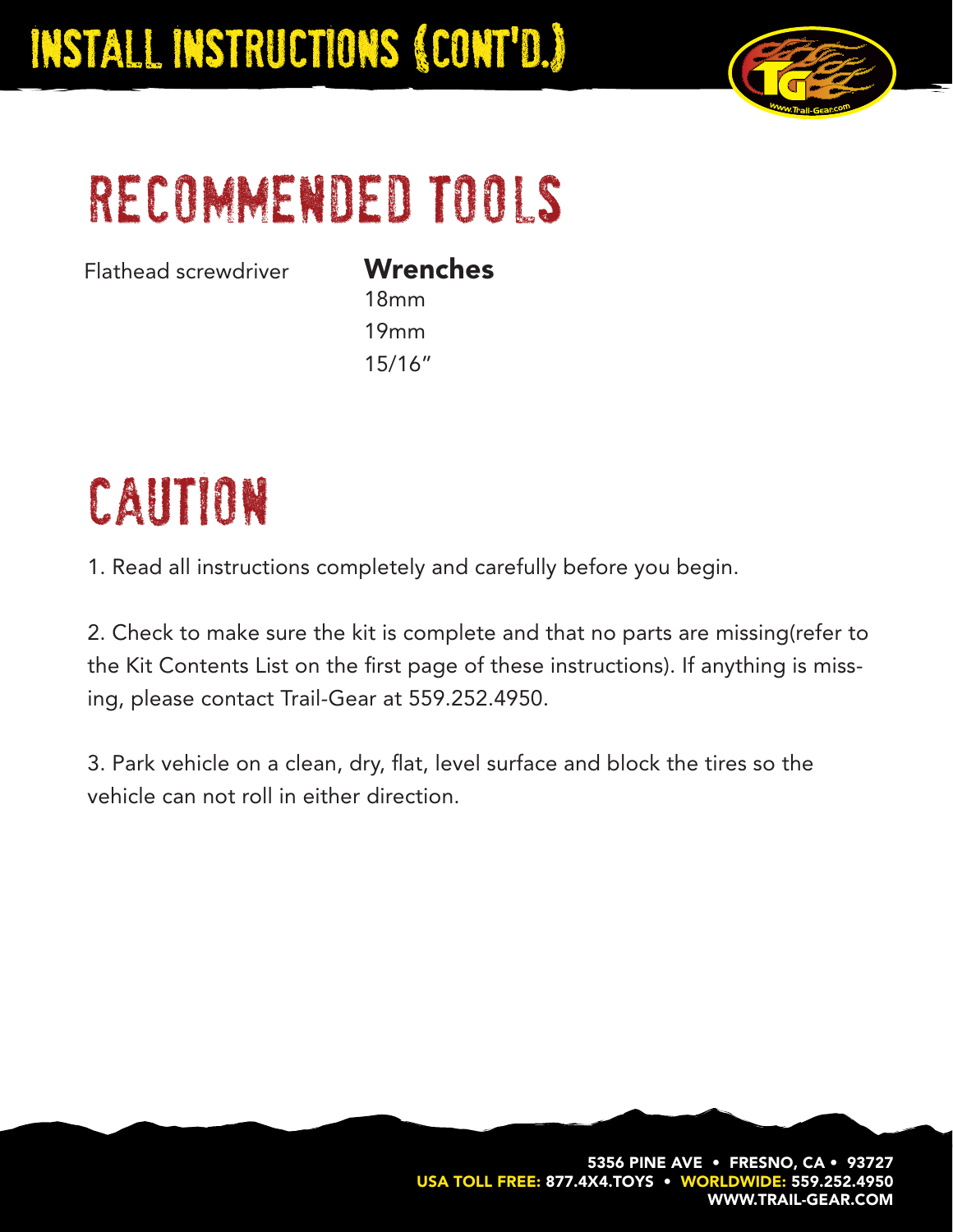# INSTALL INSTRUCTIONS (CONT'D.)

## RECOMMENDED TOOLS

Flathead screwdriver

**Wrenches**

18mm

19mm

15/16"

## CAUTION

1. Read all instructions completely and carefully before you begin.

2. Check to make sure the kit is complete and that no parts are missing(refer to the Kit Contents List on the first page of these instructions). If anything is missing, please contact Trail-Gear at 559.252.4950.

3. Park vehicle on a clean, dry, flat, level surface and block the tires so the vehicle can not roll in either direction.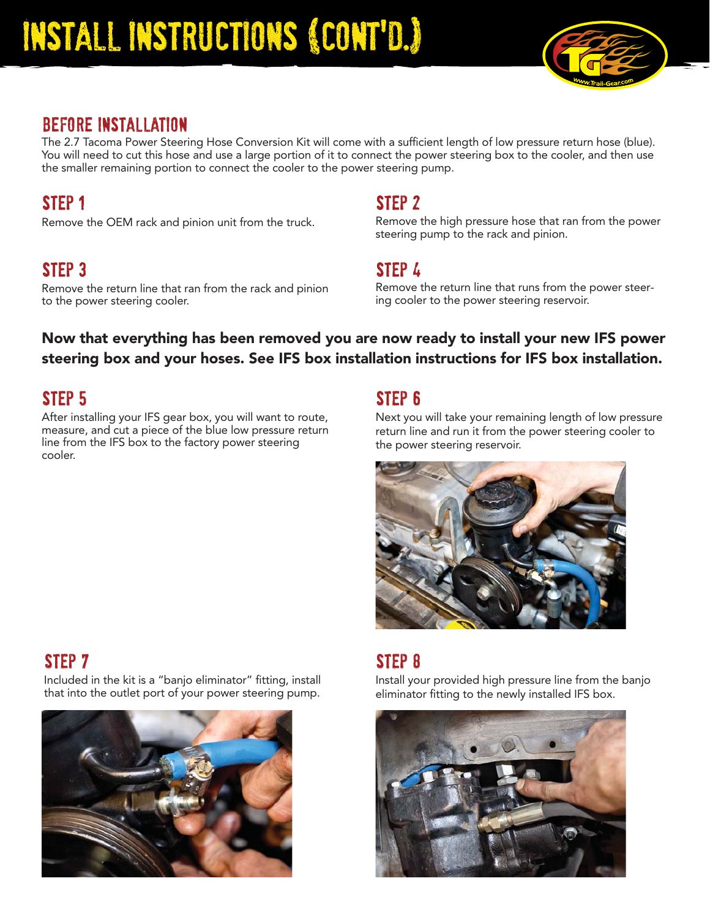# INSTALL INSTRUCTIONS (CONT'D.)

## BEFORE INSTALLATION

The 2.7 Tacoma Power Steering Hose Conversion Kit will come with a sufficient length of low pressure return hose (blue). You will need to cut this hose and use a large portion of it to connect the power steering box to the cooler, and then use the smaller remaining portion to connect the cooler to the power steering pump.

## STEP 1

Remove the OEM rack and pinion unit from the truck.

## STEP 2

Remove the high pressure hose that ran from the power steering pump to the rack and pinion.

## STEP 3

Remove the return line that ran from the rack and pinion to the power steering cooler.

## STEP 4

Remove the return line that runs from the power steering cooler to the power steering reservoir.

**Now that everything has been removed you are now ready to install your new IFS power steering box and your hoses. See IFS box installation instructions for IFS box installation.**

## STEP 5

After installing your IFS gear box, you will want to route, measure, and cut a piece of the blue low pressure return line from the IFS box to the factory power steering cooler.

## STEP 6

Next you will take your remaining length of low pressure return line and run it from the power steering cooler to the power steering reservoir.

## STEP 7

Included in the kit is a "banjo eliminator" fitting, install that into the outlet port of your power steering pump.

## STEP 8

Install your provided high pressure line from the banjo eliminator fitting to the newly installed IFS box.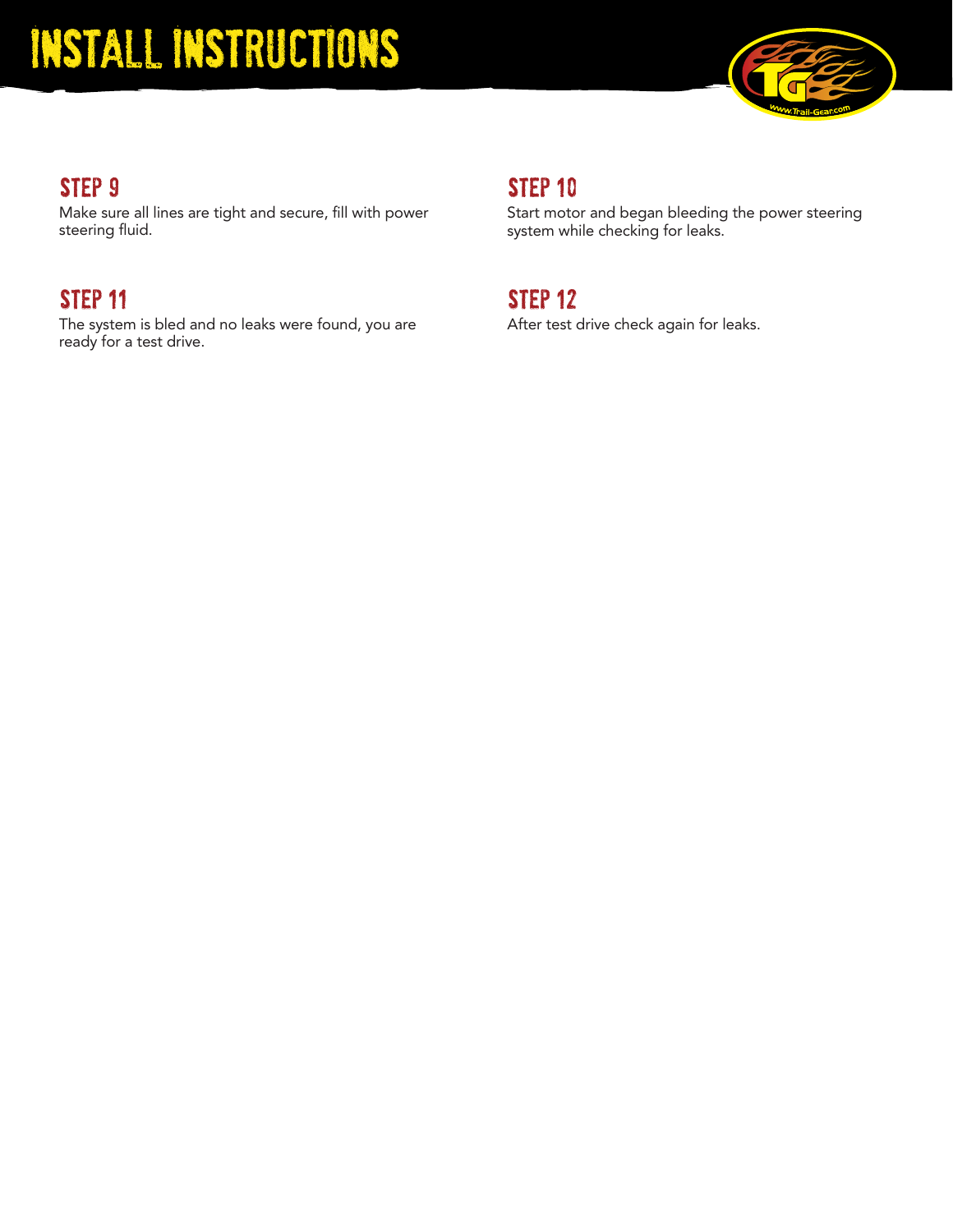# INSTALL INSTRUCTIONS

### STEP 9
Make sure all lines are tight and secure, fill with power steering fluid.

### STEP 10
Start motor and began bleeding the power steering system while checking for leaks.

### STEP 11
The system is bled and no leaks were found, you are ready for a test drive.

### STEP 12
After test drive check again for leaks.